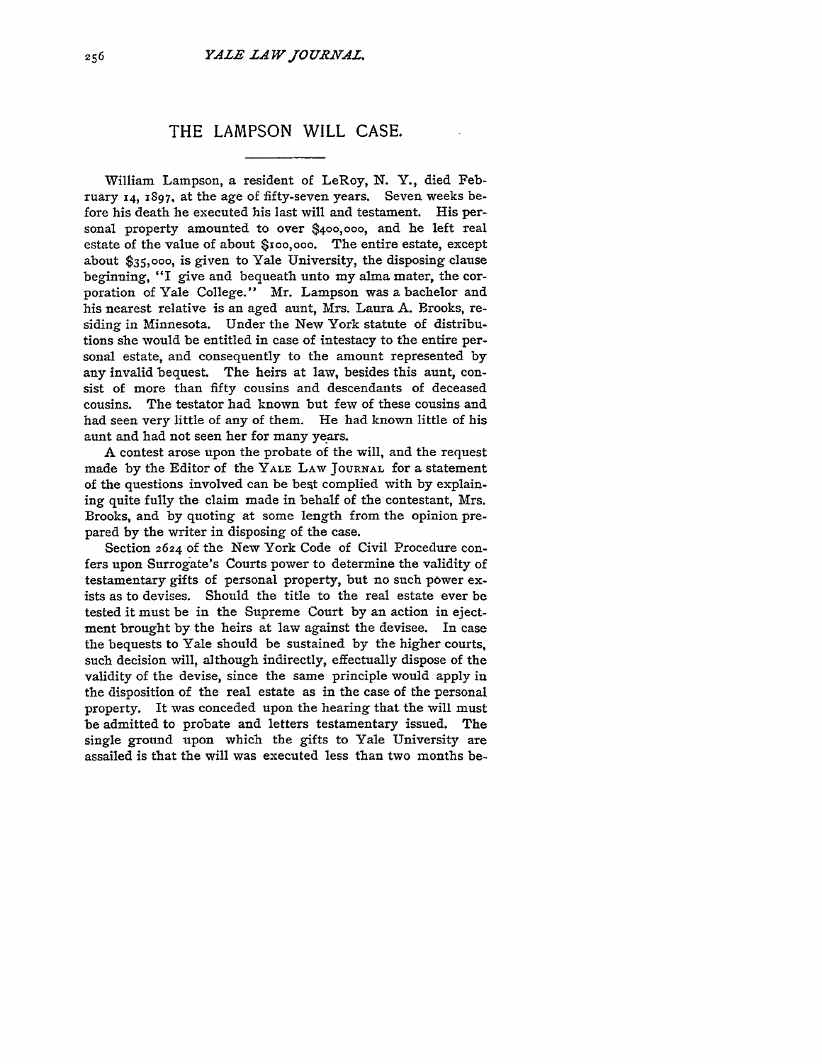# THE LAMPSON WILL CASE.

William Lampson, a resident of LeRoy, N. Y., died February 14, 1897, at the age of fifty-seven years. Seven weeks before his death he executed his last will and testament. His personal property amounted to over $400,000, and he left real estate of the value of about $100,000. The entire estate, except about $35,000, is given to Yale University, the disposing clause beginning, "I give and bequeath unto my alma mater, the corporation of Yale College." Mr. Lampson was a bachelor and his nearest relative is an aged aunt, Mrs. Laura A. Brooks, residing in Minnesota. Under the New York statute of distributions she would be entitled in case of intestacy to the entire personal estate, and consequently to the amount represented by any invalid bequest. The heirs at law, besides this aunt, consist of more than fifty cousins and descendants of deceased cousins. The testator had known but few of these cousins and had seen very little of any of them. He had known little of his aunt and had not seen her for many years.

A contest arose upon the probate of the will, and the request made by the Editor of the YALE LAW JOURNAL for a statement of the questions involved can be best complied with by explaining quite fully the claim made in behalf of the contestant, Mrs. Brooks, and by quoting at some length from the opinion prepared by the writer in disposing of the case.

Section 2624 of the New York Code of Civil Procedure confers upon Surrogate's Courts power to determine the validity of testamentary gifts of personal property, but no such power exists as to devises. Should the title to the real estate ever be tested it must be in the Supreme Court by an action in ejectment brought by the heirs at law against the devisee. In case the bequests to Yale should be sustained by the higher courts, such decision will, although indirectly, effectually dispose of the validity of the devise, since the same principle would apply in the disposition of the real estate as in the case of the personal property. It was conceded upon the hearing that the will must be admitted to probate and letters testamentary issued. The single ground upon which the gifts to Yale University are assailed is that the will was executed less than two months be-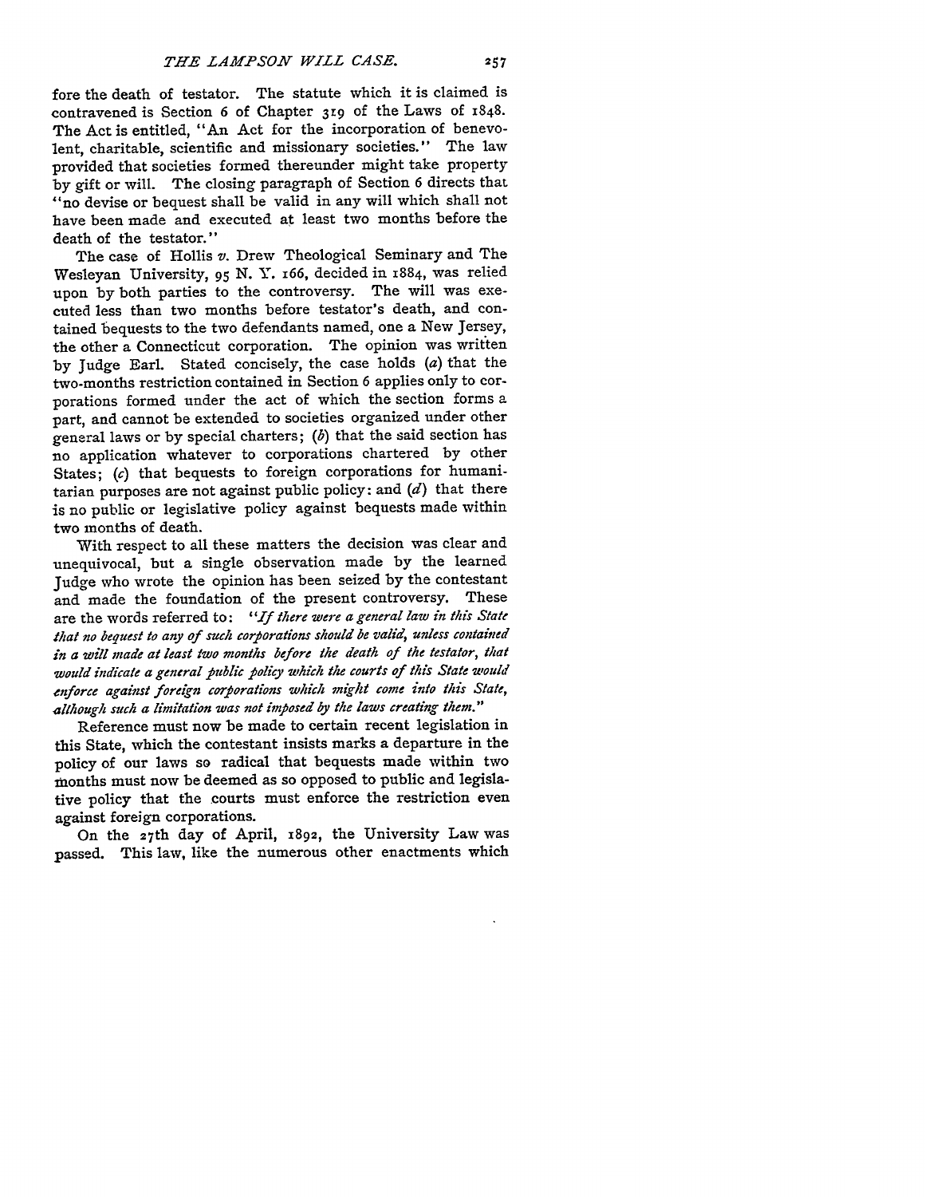fore the death of testator. The statute which it is claimed is contravened is Section 6 of Chapter 319 of the Laws of 1848. The Act is entitled, "An Act for the incorporation of benevolent, charitable, scientific and missionary societies." The law provided that societies formed thereunder might take property by gift or will. The closing paragraph of Section 6 directs that "no devise or bequest shall be valid in any will which shall not have been made and executed at least two months before the death of the testator."

The case of Hollis *v.* Drew Theological Seminary and The Wesleyan University, 95 N. Y. 166, decided in 1884, was relied upon by both parties to the controversy. The will was executed less than two months before testator's death, and contained bequests to the two defendants named, one a New Jersey, the other a Connecticut corporation. The opinion was written by Judge Earl. Stated concisely, the case holds (*a*) that the two-months restriction contained in Section 6 applies only to corporations formed under the act of which the section forms a part, and cannot be extended to societies organized under other general laws or by special charters; (*b*) that the said section has no application whatever to corporations chartered by other States; (*c*) that bequests to foreign corporations for humanitarian purposes are not against public policy: and (*d*) that there is no public or legislative policy against bequests made within two months of death.

With respect to all these matters the decision was clear and unequivocal, but a single observation made by the learned Judge who wrote the opinion has been seized by the contestant and made the foundation of the present controversy. These are the words referred to: *"If there were a general law in this State that no bequest to any of such corporations should be valid, unless contained in a will made at least two months before the death of the testator, that would indicate a general public policy which the courts of this State would enforce against foreign corporations which might come into this State, although such a limitation was not imposed by the laws creating them."*

Reference must now be made to certain recent legislation in this State, which the contestant insists marks a departure in the policy of our laws so radical that bequests made within two months must now be deemed as so opposed to public and legislative policy that the courts must enforce the restriction even against foreign corporations.

On the 27th day of April, 1892, the University Law was passed. This law, like the numerous other enactments which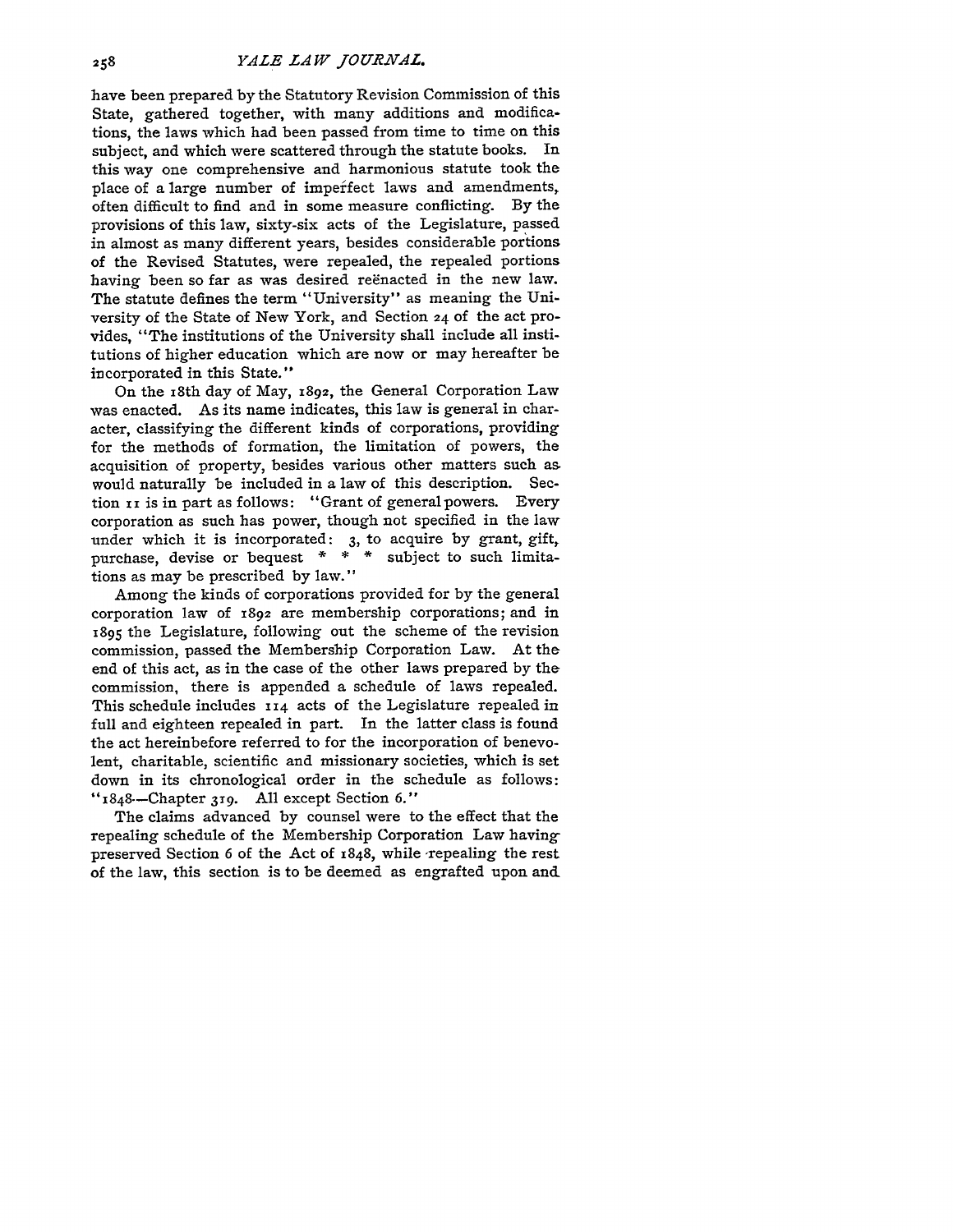have been prepared by the Statutory Revision Commission of this State, gathered together, with many additions and modifications, the laws which had been passed from time to time on this subject, and which were scattered through the statute books. In this way one comprehensive and harmonious statute took the place of a large number of imperfect laws and amendments, often difficult to find and in some measure conflicting. By the provisions of this law, sixty-six acts of the Legislature, passed in almost as many different years, besides considerable portions of the Revised Statutes, were repealed, the repealed portions having been so far as was desired reënacted in the new law. The statute defines the term "University" as meaning the University of the State of New York, and Section 24 of the act provides, "The institutions of the University shall include all institutions of higher education which are now or may hereafter be incorporated in this State."

On the 18th day of May, 1892, the General Corporation Law was enacted. As its name indicates, this law is general in character, classifying the different kinds of corporations, providing for the methods of formation, the limitation of powers, the acquisition of property, besides various other matters such as would naturally be included in a law of this description. Section 11 is in part as follows: "Grant of general powers. Every corporation as such has power, though not specified in the law under which it is incorporated: 3, to acquire by grant, gift, purchase, devise or bequest * * * subject to such limitations as may be prescribed by law."

Among the kinds of corporations provided for by the general corporation law of 1892 are membership corporations; and in 1895 the Legislature, following out the scheme of the revision commission, passed the Membership Corporation Law. At the end of this act, as in the case of the other laws prepared by the commission, there is appended a schedule of laws repealed. This schedule includes 114 acts of the Legislature repealed in full and eighteen repealed in part. In the latter class is found the act hereinbefore referred to for the incorporation of benevolent, charitable, scientific and missionary societies, which is set down in its chronological order in the schedule as follows: "1848—Chapter 319. All except Section 6."

The claims advanced by counsel were to the effect that the repealing schedule of the Membership Corporation Law having preserved Section 6 of the Act of 1848, while repealing the rest of the law, this section is to be deemed as engrafted upon and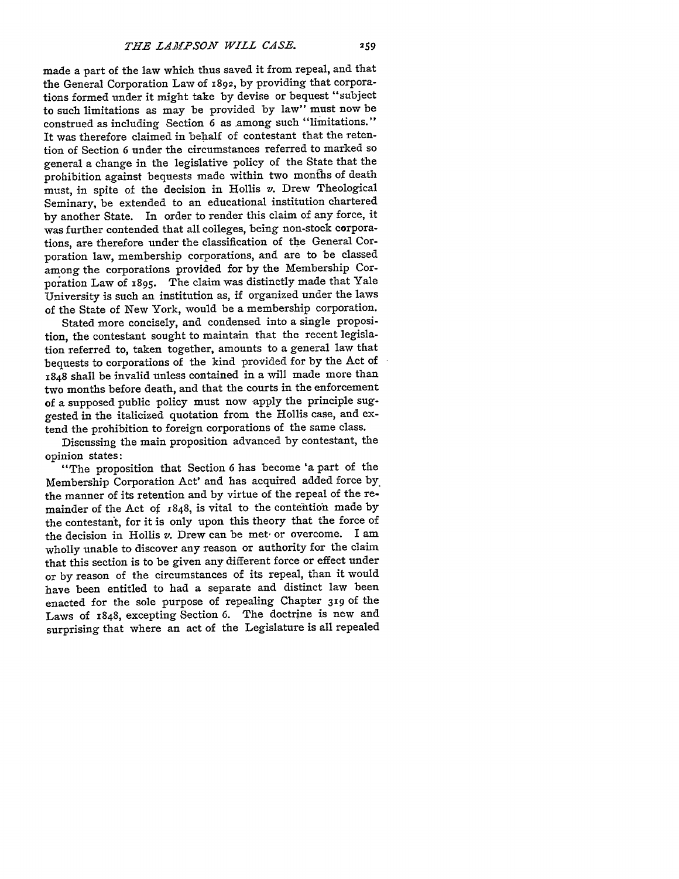made a part of the law which thus saved it from repeal, and that the General Corporation Law of 1892, by providing that corporations formed under it might take by devise or bequest "subject to such limitations as may be provided by law" must now be construed as including Section 6 as among such "limitations." It was therefore claimed in behalf of contestant that the retention of Section 6 under the circumstances referred to marked so general a change in the legislative policy of the State that the prohibition against bequests made within two months of death must, in spite of the decision in Hollis *v.* Drew Theological Seminary, be extended to an educational institution chartered by another State. In order to render this claim of any force, it was further contended that all colleges, being non-stock corporations, are therefore under the classification of the General Corporation law, membership corporations, and are to be classed among the corporations provided for by the Membership Corporation Law of 1895. The claim was distinctly made that Yale University is such an institution as, if organized under the laws of the State of New York, would be a membership corporation.

Stated more concisely, and condensed into a single proposition, the contestant sought to maintain that the recent legislation referred to, taken together, amounts to a general law that bequests to corporations of the kind provided for by the Act of 1848 shall be invalid unless contained in a will made more than two months before death, and that the courts in the enforcement of a supposed public policy must now apply the principle suggested in the italicized quotation from the Hollis case, and extend the prohibition to foreign corporations of the same class.

Discussing the main proposition advanced by contestant, the opinion states:

"The proposition that Section 6 has become 'a part of the Membership Corporation Act' and has acquired added force by the manner of its retention and by virtue of the repeal of the remainder of the Act of 1848, is vital to the contention made by the contestant, for it is only upon this theory that the force of the decision in Hollis *v.* Drew can be met or overcome. I am wholly unable to discover any reason or authority for the claim that this section is to be given any different force or effect under or by reason of the circumstances of its repeal, than it would have been entitled to had a separate and distinct law been enacted for the sole purpose of repealing Chapter 319 of the Laws of 1848, excepting Section 6. The doctrine is new and surprising that where an act of the Legislature is all repealed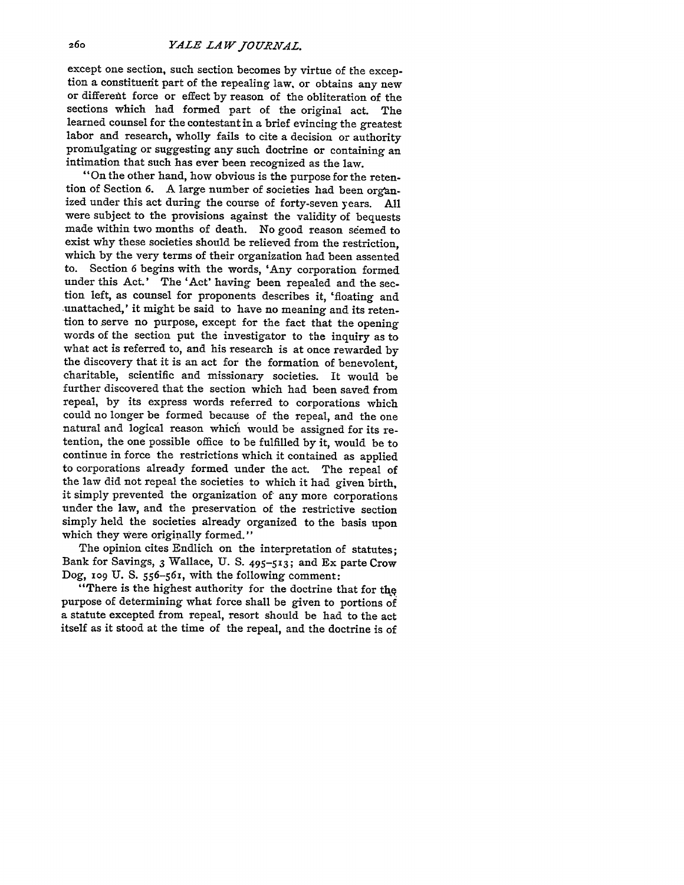except one section, such section becomes by virtue of the exception a constituent part of the repealing law, or obtains any new or different force or effect by reason of the obliteration of the sections which had formed part of the original act. The learned counsel for the contestant in a brief evincing the greatest labor and research, wholly fails to cite a decision or authority promulgating or suggesting any such doctrine or containing an intimation that such has ever been recognized as the law.

"On the other hand, how obvious is the purpose for the retention of Section 6. A large number of societies had been organized under this act during the course of forty-seven years. All were subject to the provisions against the validity of bequests made within two months of death. No good reason seemed to exist why these societies should be relieved from the restriction, which by the very terms of their organization had been assented to. Section 6 begins with the words, 'Any corporation formed under this Act.' The 'Act' having been repealed and the section left, as counsel for proponents describes it, 'floating and unattached,' it might be said to have no meaning and its retention to serve no purpose, except for the fact that the opening words of the section put the investigator to the inquiry as to what act is referred to, and his research is at once rewarded by the discovery that it is an act for the formation of benevolent, charitable, scientific and missionary societies. It would be further discovered that the section which had been saved from repeal, by its express words referred to corporations which could no longer be formed because of the repeal, and the one natural and logical reason which would be assigned for its retention, the one possible office to be fulfilled by it, would be to continue in force the restrictions which it contained as applied to corporations already formed under the act. The repeal of the law did not repeal the societies to which it had given birth, it simply prevented the organization of any more corporations under the law, and the preservation of the restrictive section simply held the societies already organized to the basis upon which they were originally formed."

The opinion cites Endlich on the interpretation of statutes; Bank for Savings, 3 Wallace, U. S. 495–513; and Ex parte Crow Dog, 109 U. S. 556–561, with the following comment:

"There is the highest authority for the doctrine that for the purpose of determining what force shall be given to portions of a statute excepted from repeal, resort should be had to the act itself as it stood at the time of the repeal, and the doctrine is of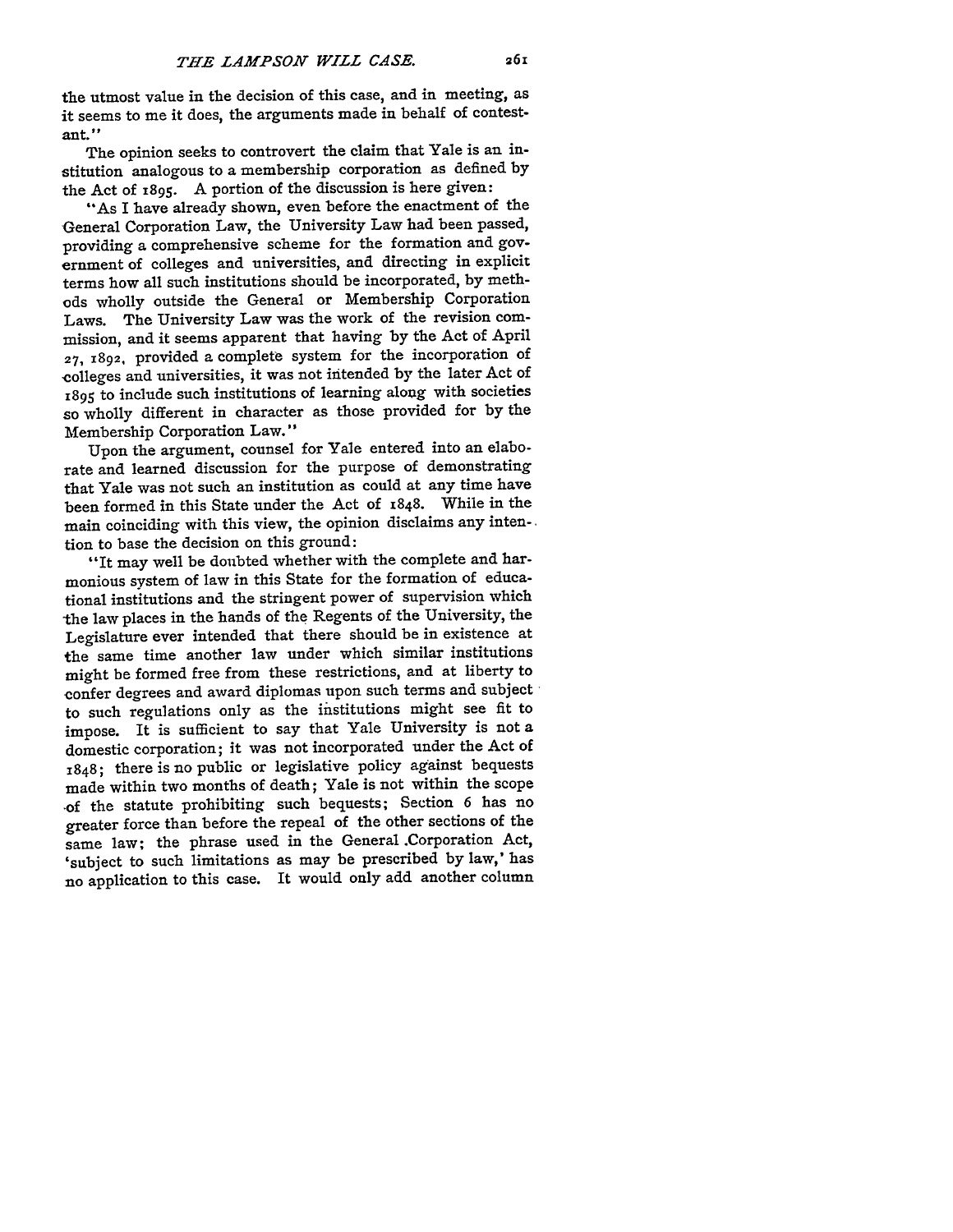the utmost value in the decision of this case, and in meeting, as it seems to me it does, the arguments made in behalf of contestant."

The opinion seeks to controvert the claim that Yale is an institution analogous to a membership corporation as defined by the Act of 1895. A portion of the discussion is here given:

"As I have already shown, even before the enactment of the General Corporation Law, the University Law had been passed, providing a comprehensive scheme for the formation and government of colleges and universities, and directing in explicit terms how all such institutions should be incorporated, by methods wholly outside the General or Membership Corporation Laws. The University Law was the work of the revision commission, and it seems apparent that having by the Act of April 27, 1892, provided a complete system for the incorporation of colleges and universities, it was not intended by the later Act of 1895 to include such institutions of learning along with societies so wholly different in character as those provided for by the Membership Corporation Law."

Upon the argument, counsel for Yale entered into an elaborate and learned discussion for the purpose of demonstrating that Yale was not such an institution as could at any time have been formed in this State under the Act of 1848. While in the main coinciding with this view, the opinion disclaims any intention to base the decision on this ground:

"It may well be doubted whether with the complete and harmonious system of law in this State for the formation of educational institutions and the stringent power of supervision which the law places in the hands of the Regents of the University, the Legislature ever intended that there should be in existence at the same time another law under which similar institutions might be formed free from these restrictions, and at liberty to confer degrees and award diplomas upon such terms and subject to such regulations only as the institutions might see fit to impose. It is sufficient to say that Yale University is not a domestic corporation; it was not incorporated under the Act of 1848; there is no public or legislative policy against bequests made within two months of death; Yale is not within the scope of the statute prohibiting such bequests; Section 6 has no greater force than before the repeal of the other sections of the same law; the phrase used in the General Corporation Act, 'subject to such limitations as may be prescribed by law,' has no application to this case. It would only add another column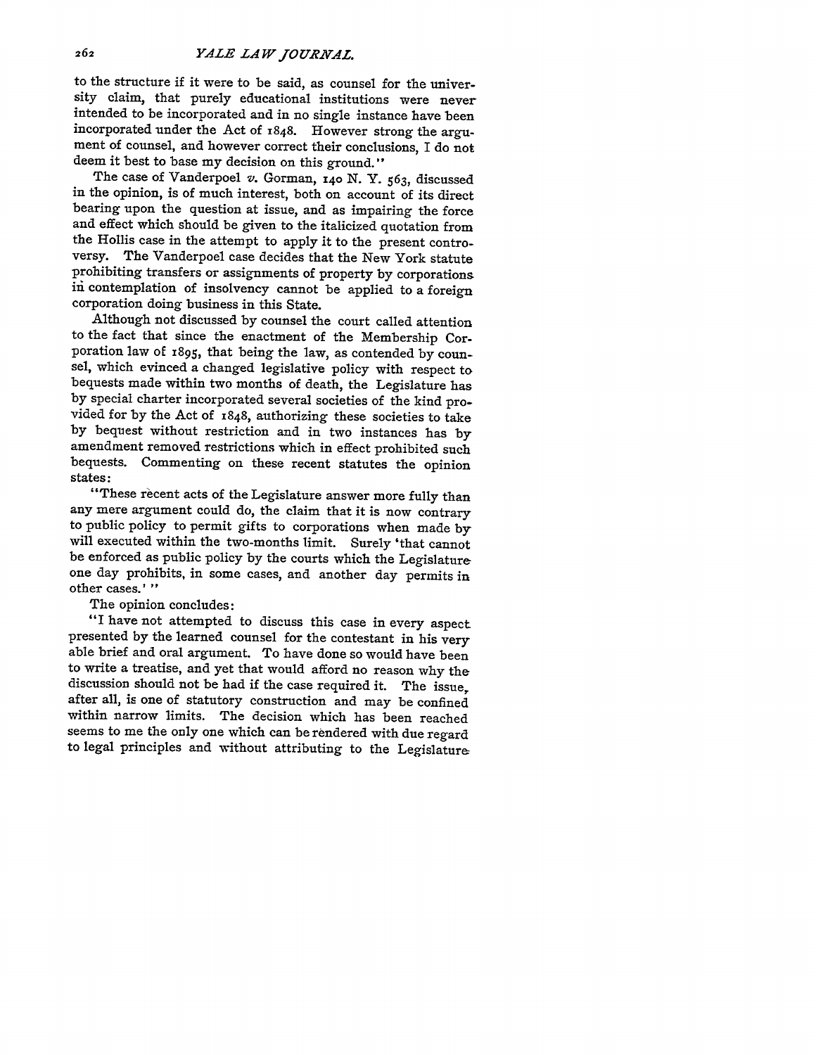to the structure if it were to be said, as counsel for the university claim, that purely educational institutions were never intended to be incorporated and in no single instance have been incorporated under the Act of 1848. However strong the argument of counsel, and however correct their conclusions, I do not deem it best to base my decision on this ground."

The case of Vanderpoel *v.* Gorman, 140 N. Y. 563, discussed in the opinion, is of much interest, both on account of its direct bearing upon the question at issue, and as impairing the force and effect which should be given to the italicized quotation from the Hollis case in the attempt to apply it to the present controversy. The Vanderpoel case decides that the New York statute prohibiting transfers or assignments of property by corporations in contemplation of insolvency cannot be applied to a foreign corporation doing business in this State.

Although not discussed by counsel the court called attention to the fact that since the enactment of the Membership Corporation law of 1895, that being the law, as contended by counsel, which evinced a changed legislative policy with respect to bequests made within two months of death, the Legislature has by special charter incorporated several societies of the kind provided for by the Act of 1848, authorizing these societies to take by bequest without restriction and in two instances has by amendment removed restrictions which in effect prohibited such bequests. Commenting on these recent statutes the opinion states:

"These recent acts of the Legislature answer more fully than any mere argument could do, the claim that it is now contrary to public policy to permit gifts to corporations when made by will executed within the two-months limit. Surely 'that cannot be enforced as public policy by the courts which the Legislature one day prohibits, in some cases, and another day permits in other cases.'"

The opinion concludes:

"I have not attempted to discuss this case in every aspect presented by the learned counsel for the contestant in his very able brief and oral argument. To have done so would have been to write a treatise, and yet that would afford no reason why the discussion should not be had if the case required it. The issue, after all, is one of statutory construction and may be confined within narrow limits. The decision which has been reached seems to me the only one which can be rendered with due regard to legal principles and without attributing to the Legislature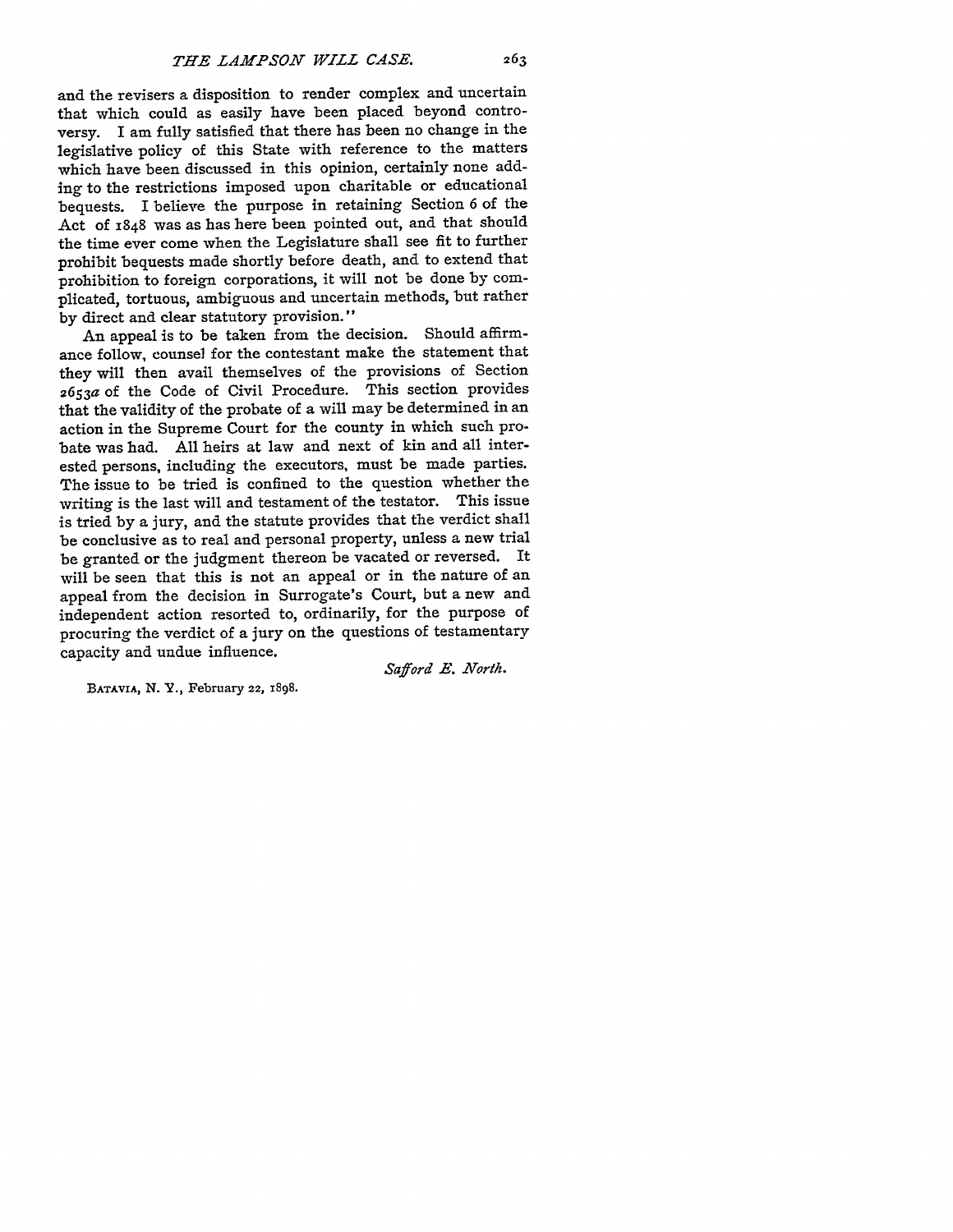and the revisers a disposition to render complex and uncertain that which could as easily have been placed beyond controversy. I am fully satisfied that there has been no change in the legislative policy of this State with reference to the matters which have been discussed in this opinion, certainly none adding to the restrictions imposed upon charitable or educational bequests. I believe the purpose in retaining Section 6 of the Act of 1848 was as has here been pointed out, and that should the time ever come when the Legislature shall see fit to further prohibit bequests made shortly before death, and to extend that prohibition to foreign corporations, it will not be done by complicated, tortuous, ambiguous and uncertain methods, but rather by direct and clear statutory provision."

An appeal is to be taken from the decision. Should affirmance follow, counsel for the contestant make the statement that they will then avail themselves of the provisions of Section 2653*a* of the Code of Civil Procedure. This section provides that the validity of the probate of a will may be determined in an action in the Supreme Court for the county in which such probate was had. All heirs at law and next of kin and all interested persons, including the executors, must be made parties. The issue to be tried is confined to the question whether the writing is the last will and testament of the testator. This issue is tried by a jury, and the statute provides that the verdict shall be conclusive as to real and personal property, unless a new trial be granted or the judgment thereon be vacated or reversed. It will be seen that this is not an appeal or in the nature of an appeal from the decision in Surrogate's Court, but a new and independent action resorted to, ordinarily, for the purpose of procuring the verdict of a jury on the questions of testamentary capacity and undue influence.

*Safford E. North.*

BATAVIA, N. Y., February 22, 1898.